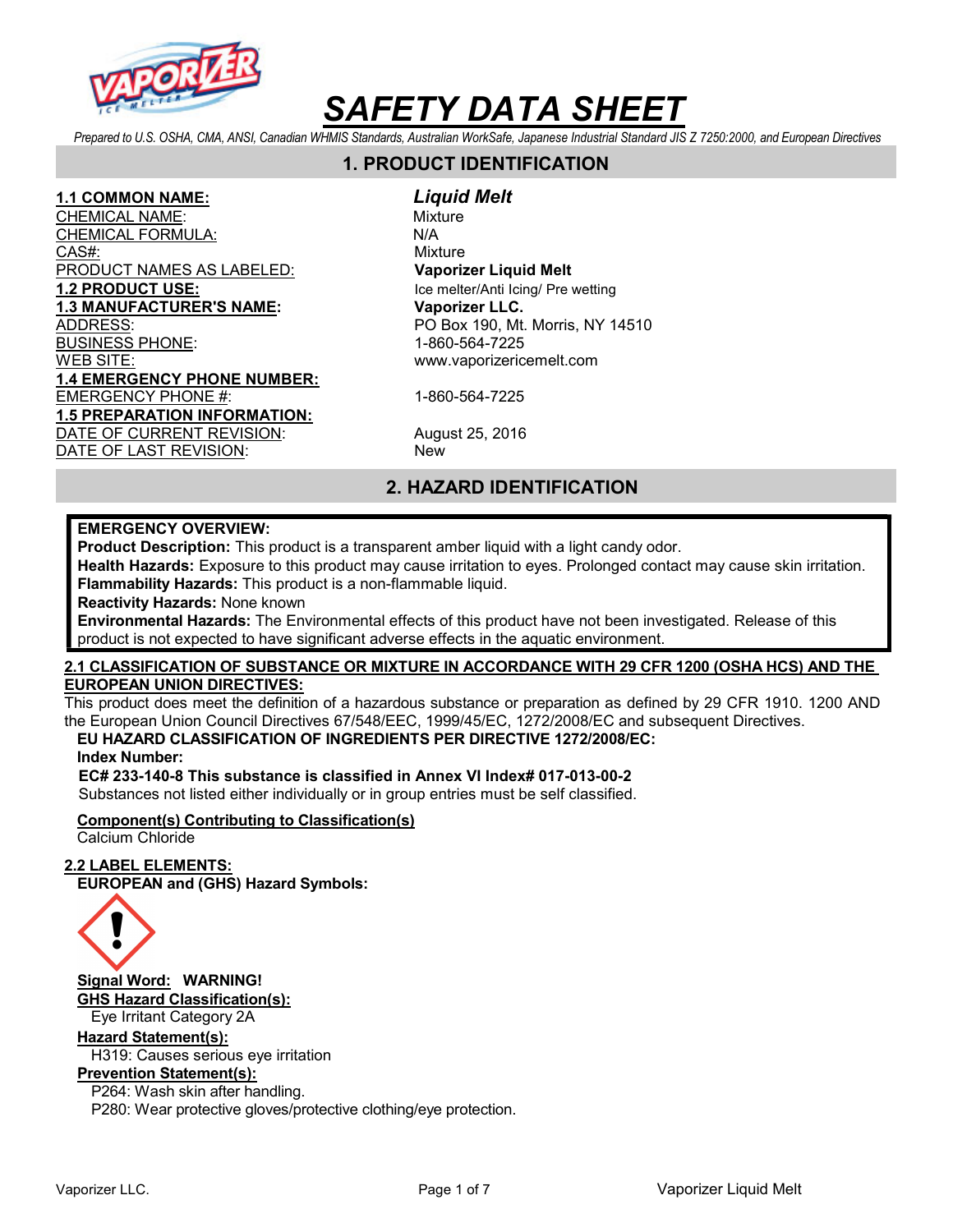# SAFETY DATA SHEET

*Prepared to U.S. OSHA, CMA, ANSI, Canadian WHMIS Standards, Australian WorkSafe, Japanese Industrial Standard JIS Z 7250:2000, and European Directives*

## 1. PRODUCT IDENTIFICATION

| | |
|---|---|
| **1.1 COMMON NAME:** | ***Liquid Melt*** |
| CHEMICAL NAME: | Mixture |
| CHEMICAL FORMULA: | N/A |
| CAS#: | Mixture |
| PRODUCT NAMES AS LABELED: | **Vaporizer Liquid Melt** |
| **1.2 PRODUCT USE:** | Ice melter/Anti Icing/ Pre wetting |
| **1.3 MANUFACTURER'S NAME:** | **Vaporizer LLC.** |
| ADDRESS: | PO Box 190, Mt. Morris, NY 14510 |
| BUSINESS PHONE: | 1-860-564-7225 |
| WEB SITE: | www.vaporizericemelt.com |
| **1.4 EMERGENCY PHONE NUMBER:** | |
| EMERGENCY PHONE #: | 1-860-564-7225 |
| **1.5 PREPARATION INFORMATION:** | |
| DATE OF CURRENT REVISION: | August 25, 2016 |
| DATE OF LAST REVISION: | New |

## 2. HAZARD IDENTIFICATION

**EMERGENCY OVERVIEW:**
**Product Description:** This product is a transparent amber liquid with a light candy odor.
**Health Hazards:** Exposure to this product may cause irritation to eyes. Prolonged contact may cause skin irritation.
**Flammability Hazards:** This product is a non-flammable liquid.
**Reactivity Hazards:** None known
**Environmental Hazards:** The Environmental effects of this product have not been investigated. Release of this product is not expected to have significant adverse effects in the aquatic environment.

### 2.1 CLASSIFICATION OF SUBSTANCE OR MIXTURE IN ACCORDANCE WITH 29 CFR 1200 (OSHA HCS) AND THE EUROPEAN UNION DIRECTIVES:

This product does meet the definition of a hazardous substance or preparation as defined by 29 CFR 1910. 1200 AND the European Union Council Directives 67/548/EEC, 1999/45/EC, 1272/2008/EC and subsequent Directives.

**EU HAZARD CLASSIFICATION OF INGREDIENTS PER DIRECTIVE 1272/2008/EC:**

**Index Number:**

**EC# 233-140-8 This substance is classified in Annex VI Index# 017-013-00-2**

Substances not listed either individually or in group entries must be self classified.

**Component(s) Contributing to Classification(s)**

Calcium Chloride

### 2.2 LABEL ELEMENTS:

**EUROPEAN and (GHS) Hazard Symbols:**

**Signal Word:** **WARNING!**

**GHS Hazard Classification(s):**

Eye Irritant Category 2A

**Hazard Statement(s):**

H319: Causes serious eye irritation

**Prevention Statement(s):**

P264: Wash skin after handling.

P280: Wear protective gloves/protective clothing/eye protection.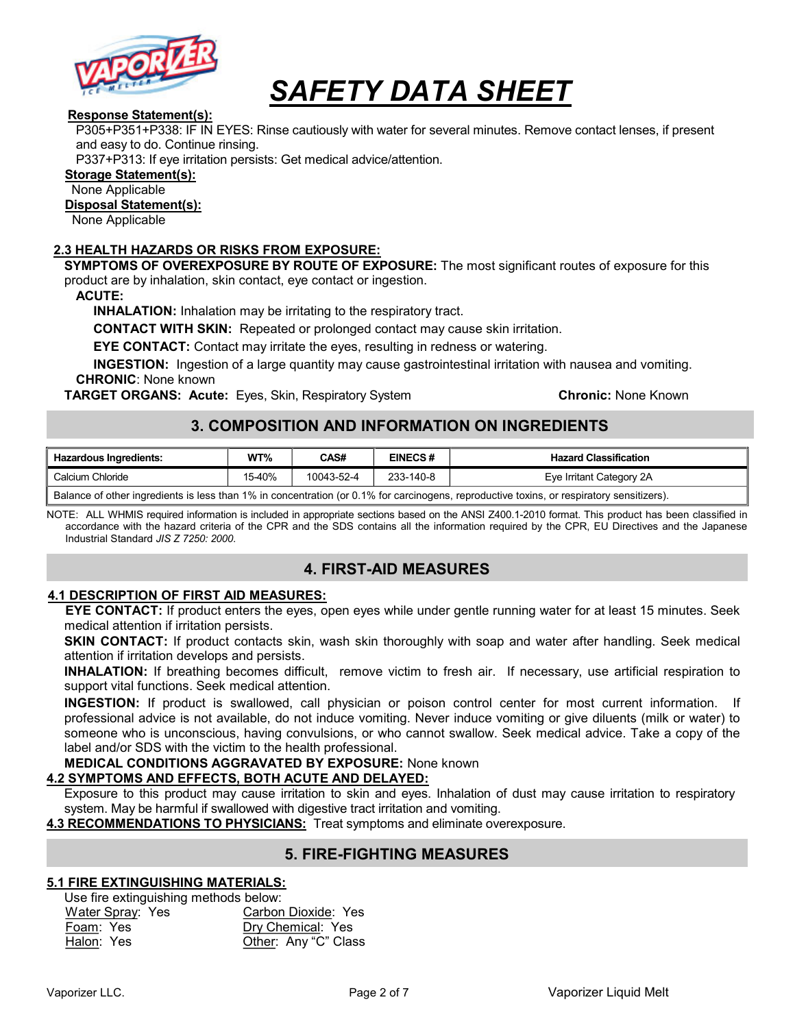**Response Statement(s):**

P305+P351+P338: IF IN EYES: Rinse cautiously with water for several minutes. Remove contact lenses, if present and easy to do. Continue rinsing.

P337+P313: If eye irritation persists: Get medical advice/attention.

**Storage Statement(s):**

None Applicable

**Disposal Statement(s):**

None Applicable

### 2.3 HEALTH HAZARDS OR RISKS FROM EXPOSURE:

**SYMPTOMS OF OVEREXPOSURE BY ROUTE OF EXPOSURE:** The most significant routes of exposure for this product are by inhalation, skin contact, eye contact or ingestion.

**ACUTE:**

**INHALATION:** Inhalation may be irritating to the respiratory tract.

**CONTACT WITH SKIN:** Repeated or prolonged contact may cause skin irritation.

**EYE CONTACT:** Contact may irritate the eyes, resulting in redness or watering.

**INGESTION:** Ingestion of a large quantity may cause gastrointestinal irritation with nausea and vomiting.

**CHRONIC**: None known

**TARGET ORGANS: Acute:** Eyes, Skin, Respiratory System **Chronic:** None Known

## 3. COMPOSITION AND INFORMATION ON INGREDIENTS

| Hazardous Ingredients: | WT% | CAS# | EINECS # | Hazard Classification |
|---|---|---|---|---|
| Calcium Chloride | 15-40% | 10043-52-4 | 233-140-8 | Eye Irritant Category 2A |
| Balance of other ingredients is less than 1% in concentration (or 0.1% for carcinogens, reproductive toxins, or respiratory sensitizers). | | | | |

NOTE: ALL WHMIS required information is included in appropriate sections based on the ANSI Z400.1-2010 format. This product has been classified in accordance with the hazard criteria of the CPR and the SDS contains all the information required by the CPR, EU Directives and the Japanese Industrial Standard *JIS Z 7250: 2000*.

## 4. FIRST-AID MEASURES

### 4.1 DESCRIPTION OF FIRST AID MEASURES:

**EYE CONTACT:** If product enters the eyes, open eyes while under gentle running water for at least 15 minutes. Seek medical attention if irritation persists.

**SKIN CONTACT:** If product contacts skin, wash skin thoroughly with soap and water after handling. Seek medical attention if irritation develops and persists.

**INHALATION:** If breathing becomes difficult, remove victim to fresh air. If necessary, use artificial respiration to support vital functions. Seek medical attention.

**INGESTION:** If product is swallowed, call physician or poison control center for most current information. If professional advice is not available, do not induce vomiting. Never induce vomiting or give diluents (milk or water) to someone who is unconscious, having convulsions, or who cannot swallow. Seek medical advice. Take a copy of the label and/or SDS with the victim to the health professional.

**MEDICAL CONDITIONS AGGRAVATED BY EXPOSURE:** None known

### 4.2 SYMPTOMS AND EFFECTS, BOTH ACUTE AND DELAYED:

Exposure to this product may cause irritation to skin and eyes. Inhalation of dust may cause irritation to respiratory system. May be harmful if swallowed with digestive tract irritation and vomiting.

**4.3 RECOMMENDATIONS TO PHYSICIANS:** Treat symptoms and eliminate overexposure.

## 5. FIRE-FIGHTING MEASURES

### 5.1 FIRE EXTINGUISHING MATERIALS:

Use fire extinguishing methods below:

Water Spray: Yes
Foam: Yes
Halon: Yes
Carbon Dioxide: Yes
Dry Chemical: Yes
Other: Any "C" Class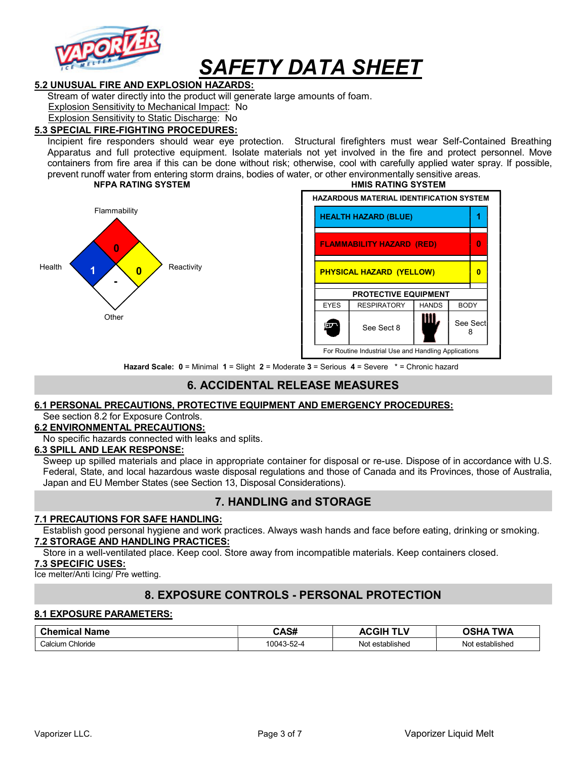# SAFETY DATA SHEET

### 5.2 UNUSUAL FIRE AND EXPLOSION HAZARDS:

Stream of water directly into the product will generate large amounts of foam.

Explosion Sensitivity to Mechanical Impact: No

Explosion Sensitivity to Static Discharge: No

### 5.3 SPECIAL FIRE-FIGHTING PROCEDURES:

Incipient fire responders should wear eye protection. Structural firefighters must wear Self-Contained Breathing Apparatus and full protective equipment. Isolate materials not yet involved in the fire and protect personnel. Move containers from fire area if this can be done without risk; otherwise, cool with carefully applied water spray. If possible, prevent runoff water from entering storm drains, bodies of water, or other environmentally sensitive areas.

**NFPA RATING SYSTEM**

| Category | Rating |
|---|---|
| Flammability | 0 |
| Health | 1 |
| Reactivity | 0 |
| Other | - |

**HMIS RATING SYSTEM**

**HAZARDOUS MATERIAL IDENTIFICATION SYSTEM**

| Hazard | Rating |
|---|---|
| HEALTH HAZARD (BLUE) | 1 |
| FLAMMABILITY HAZARD (RED) | 0 |
| PHYSICAL HAZARD (YELLOW) | 0 |

**PROTECTIVE EQUIPMENT**

| EYES | RESPIRATORY | HANDS | BODY |
|---|---|---|---|
| | See Sect 8 | | See Sect 8 |

For Routine Industrial Use and Handling Applications

**Hazard Scale: 0** = Minimal **1** = Slight **2** = Moderate **3** = Serious **4** = Severe * = Chronic hazard

## 6. ACCIDENTAL RELEASE MEASURES

### 6.1 PERSONAL PRECAUTIONS, PROTECTIVE EQUIPMENT AND EMERGENCY PROCEDURES:

See section 8.2 for Exposure Controls.

### 6.2 ENVIRONMENTAL PRECAUTIONS:

No specific hazards connected with leaks and splits.

### 6.3 SPILL AND LEAK RESPONSE:

Sweep up spilled materials and place in appropriate container for disposal or re-use. Dispose of in accordance with U.S. Federal, State, and local hazardous waste disposal regulations and those of Canada and its Provinces, those of Australia, Japan and EU Member States (see Section 13, Disposal Considerations).

## 7. HANDLING and STORAGE

### 7.1 PRECAUTIONS FOR SAFE HANDLING:

Establish good personal hygiene and work practices. Always wash hands and face before eating, drinking or smoking.

### 7.2 STORAGE AND HANDLING PRACTICES:

Store in a well-ventilated place. Keep cool. Store away from incompatible materials. Keep containers closed.

### 7.3 SPECIFIC USES:

Ice melter/Anti Icing/ Pre wetting.

## 8. EXPOSURE CONTROLS - PERSONAL PROTECTION

### 8.1 EXPOSURE PARAMETERS:

| Chemical Name | CAS# | ACGIH TLV | OSHA TWA |
|---|---|---|---|
| Calcium Chloride | 10043-52-4 | Not established | Not established |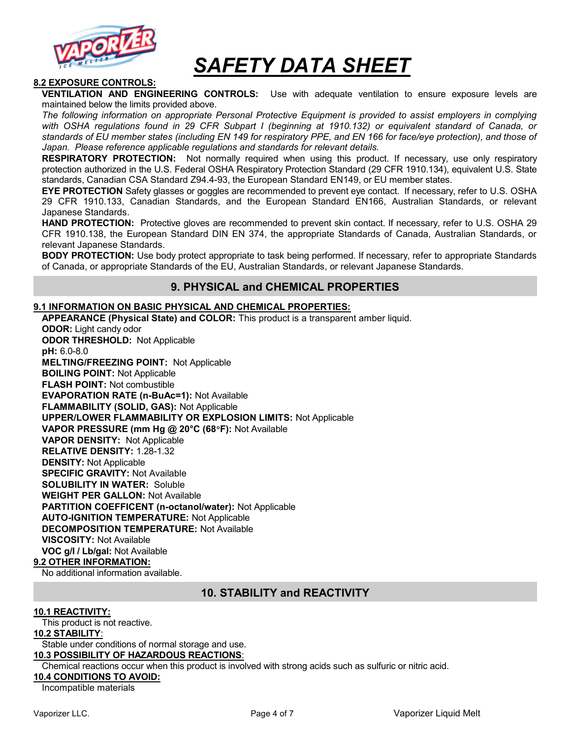#### 8.2 EXPOSURE CONTROLS:

**VENTILATION AND ENGINEERING CONTROLS:** Use with adequate ventilation to ensure exposure levels are maintained below the limits provided above.

*The following information on appropriate Personal Protective Equipment is provided to assist employers in complying with OSHA regulations found in 29 CFR Subpart I (beginning at 1910.132) or equivalent standard of Canada, or standards of EU member states (including EN 149 for respiratory PPE, and EN 166 for face/eye protection), and those of Japan. Please reference applicable regulations and standards for relevant details.*

**RESPIRATORY PROTECTION:** Not normally required when using this product. If necessary, use only respiratory protection authorized in the U.S. Federal OSHA Respiratory Protection Standard (29 CFR 1910.134), equivalent U.S. State standards, Canadian CSA Standard Z94.4-93, the European Standard EN149, or EU member states.

**EYE PROTECTION** Safety glasses or goggles are recommended to prevent eye contact. If necessary, refer to U.S. OSHA 29 CFR 1910.133, Canadian Standards, and the European Standard EN166, Australian Standards, or relevant Japanese Standards.

**HAND PROTECTION:** Protective gloves are recommended to prevent skin contact. If necessary, refer to U.S. OSHA 29 CFR 1910.138, the European Standard DIN EN 374, the appropriate Standards of Canada, Australian Standards, or relevant Japanese Standards.

**BODY PROTECTION:** Use body protect appropriate to task being performed. If necessary, refer to appropriate Standards of Canada, or appropriate Standards of the EU, Australian Standards, or relevant Japanese Standards.

## 9. PHYSICAL and CHEMICAL PROPERTIES

#### 9.1 INFORMATION ON BASIC PHYSICAL AND CHEMICAL PROPERTIES:

**APPEARANCE (Physical State) and COLOR:** This product is a transparent amber liquid.
**ODOR:** Light candy odor
**ODOR THRESHOLD:** Not Applicable
**pH:** 6.0-8.0
**MELTING/FREEZING POINT:** Not Applicable
**BOILING POINT:** Not Applicable
**FLASH POINT:** Not combustible
**EVAPORATION RATE (n-BuAc=1):** Not Available
**FLAMMABILITY (SOLID, GAS):** Not Applicable
**UPPER/LOWER FLAMMABILITY OR EXPLOSION LIMITS:** Not Applicable
**VAPOR PRESSURE (mm Hg @ 20°C (68°F):** Not Available
**VAPOR DENSITY:** Not Applicable
**RELATIVE DENSITY:** 1.28-1.32
**DENSITY:** Not Applicable
**SPECIFIC GRAVITY:** Not Available
**SOLUBILITY IN WATER:** Soluble
**WEIGHT PER GALLON:** Not Available
**PARTITION COEFFICENT (n-octanol/water):** Not Applicable
**AUTO-IGNITION TEMPERATURE:** Not Applicable
**DECOMPOSITION TEMPERATURE:** Not Available
**VISCOSITY:** Not Available
**VOC g/l / Lb/gal:** Not Available

#### 9.2 OTHER INFORMATION:

No additional information available.

## 10. STABILITY and REACTIVITY

#### 10.1 REACTIVITY:

This product is not reactive.

#### 10.2 STABILITY:

Stable under conditions of normal storage and use.

#### 10.3 POSSIBILITY OF HAZARDOUS REACTIONS:

Chemical reactions occur when this product is involved with strong acids such as sulfuric or nitric acid.

#### 10.4 CONDITIONS TO AVOID:

Incompatible materials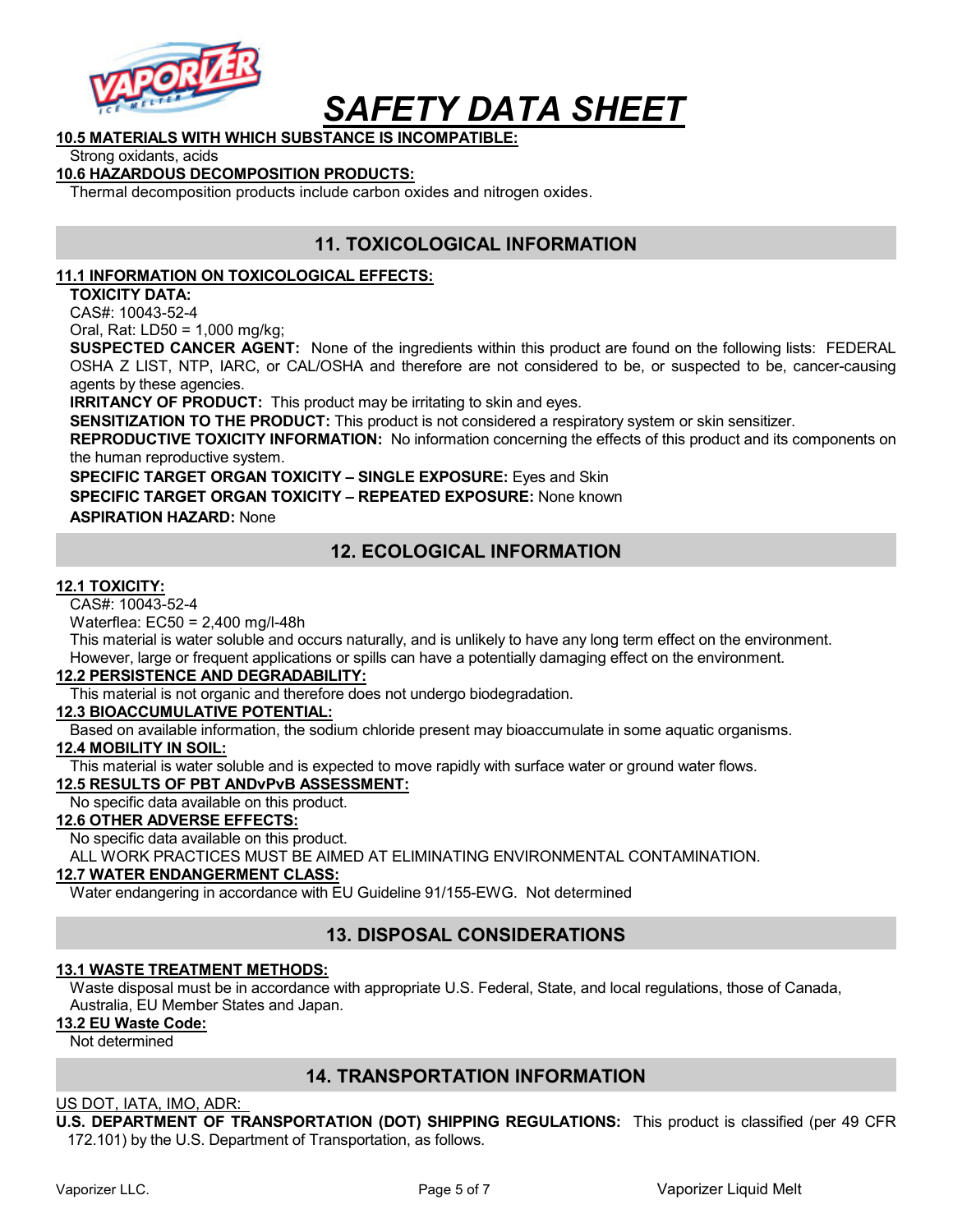**10.5 MATERIALS WITH WHICH SUBSTANCE IS INCOMPATIBLE:**

Strong oxidants, acids

**10.6 HAZARDOUS DECOMPOSITION PRODUCTS:**

Thermal decomposition products include carbon oxides and nitrogen oxides.

## 11. TOXICOLOGICAL INFORMATION

**11.1 INFORMATION ON TOXICOLOGICAL EFFECTS:**

**TOXICITY DATA:**

CAS#: 10043-52-4

Oral, Rat: LD50 = 1,000 mg/kg;

**SUSPECTED CANCER AGENT:** None of the ingredients within this product are found on the following lists: FEDERAL OSHA Z LIST, NTP, IARC, or CAL/OSHA and therefore are not considered to be, or suspected to be, cancer-causing agents by these agencies.

**IRRITANCY OF PRODUCT:** This product may be irritating to skin and eyes.

**SENSITIZATION TO THE PRODUCT:** This product is not considered a respiratory system or skin sensitizer.

**REPRODUCTIVE TOXICITY INFORMATION:** No information concerning the effects of this product and its components on the human reproductive system.

**SPECIFIC TARGET ORGAN TOXICITY – SINGLE EXPOSURE:** Eyes and Skin

**SPECIFIC TARGET ORGAN TOXICITY – REPEATED EXPOSURE:** None known

**ASPIRATION HAZARD:** None

## 12. ECOLOGICAL INFORMATION

**12.1 TOXICITY:**

CAS#: 10043-52-4

Waterflea: EC50 = 2,400 mg/l-48h

This material is water soluble and occurs naturally, and is unlikely to have any long term effect on the environment. However, large or frequent applications or spills can have a potentially damaging effect on the environment.

**12.2 PERSISTENCE AND DEGRADABILITY:**

This material is not organic and therefore does not undergo biodegradation.

**12.3 BIOACCUMULATIVE POTENTIAL:**

Based on available information, the sodium chloride present may bioaccumulate in some aquatic organisms.

**12.4 MOBILITY IN SOIL:**

This material is water soluble and is expected to move rapidly with surface water or ground water flows.

**12.5 RESULTS OF PBT ANDvPvB ASSESSMENT:**

No specific data available on this product.

**12.6 OTHER ADVERSE EFFECTS:**

No specific data available on this product.

ALL WORK PRACTICES MUST BE AIMED AT ELIMINATING ENVIRONMENTAL CONTAMINATION.

**12.7 WATER ENDANGERMENT CLASS:**

Water endangering in accordance with EU Guideline 91/155-EWG. Not determined

## 13. DISPOSAL CONSIDERATIONS

**13.1 WASTE TREATMENT METHODS:**

Waste disposal must be in accordance with appropriate U.S. Federal, State, and local regulations, those of Canada, Australia, EU Member States and Japan.

**13.2 EU Waste Code:**

Not determined

## 14. TRANSPORTATION INFORMATION

US DOT, IATA, IMO, ADR:

**U.S. DEPARTMENT OF TRANSPORTATION (DOT) SHIPPING REGULATIONS:** This product is classified (per 49 CFR 172.101) by the U.S. Department of Transportation, as follows.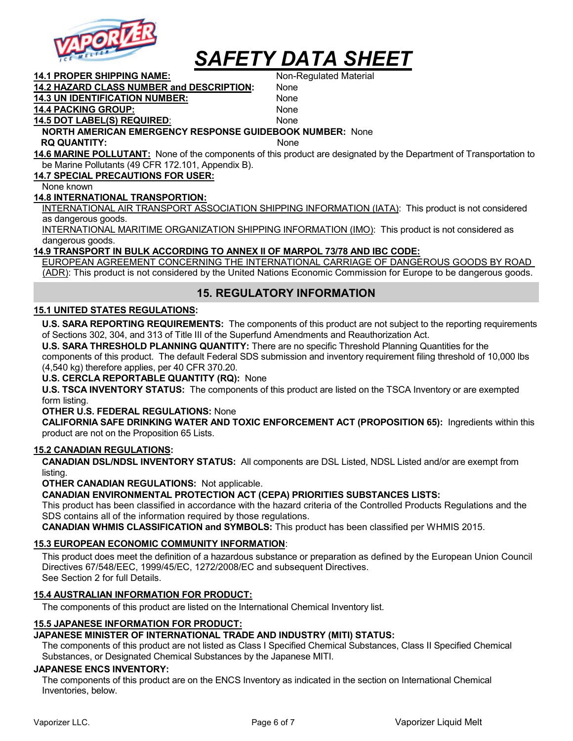# SAFETY DATA SHEET

**14.1 PROPER SHIPPING NAME:** Non-Regulated Material

**14.2 HAZARD CLASS NUMBER and DESCRIPTION:** None

**14.3 UN IDENTIFICATION NUMBER:** None

**14.4 PACKING GROUP:** None

**14.5 DOT LABEL(S) REQUIRED:** None

**NORTH AMERICAN EMERGENCY RESPONSE GUIDEBOOK NUMBER:** None

**RQ QUANTITY:** None

**14.6 MARINE POLLUTANT:** None of the components of this product are designated by the Department of Transportation to be Marine Pollutants (49 CFR 172.101, Appendix B).

**14.7 SPECIAL PRECAUTIONS FOR USER:**

None known

**14.8 INTERNATIONAL TRANSPORTION:**

INTERNATIONAL AIR TRANSPORT ASSOCIATION SHIPPING INFORMATION (IATA): This product is not considered as dangerous goods.

INTERNATIONAL MARITIME ORGANIZATION SHIPPING INFORMATION (IMO): This product is not considered as dangerous goods.

**14.9 TRANSPORT IN BULK ACCORDING TO ANNEX II OF MARPOL 73/78 AND IBC CODE:**

EUROPEAN AGREEMENT CONCERNING THE INTERNATIONAL CARRIAGE OF DANGEROUS GOODS BY ROAD (ADR): This product is not considered by the United Nations Economic Commission for Europe to be dangerous goods.

## 15. REGULATORY INFORMATION

### 15.1 UNITED STATES REGULATIONS:

**U.S. SARA REPORTING REQUIREMENTS:** The components of this product are not subject to the reporting requirements of Sections 302, 304, and 313 of Title III of the Superfund Amendments and Reauthorization Act.

**U.S. SARA THRESHOLD PLANNING QUANTITY:** There are no specific Threshold Planning Quantities for the components of this product. The default Federal SDS submission and inventory requirement filing threshold of 10,000 lbs (4,540 kg) therefore applies, per 40 CFR 370.20.

**U.S. CERCLA REPORTABLE QUANTITY (RQ):** None

**U.S. TSCA INVENTORY STATUS:** The components of this product are listed on the TSCA Inventory or are exempted form listing.

**OTHER U.S. FEDERAL REGULATIONS:** None

**CALIFORNIA SAFE DRINKING WATER AND TOXIC ENFORCEMENT ACT (PROPOSITION 65):** Ingredients within this product are not on the Proposition 65 Lists.

### 15.2 CANADIAN REGULATIONS:

**CANADIAN DSL/NDSL INVENTORY STATUS:** All components are DSL Listed, NDSL Listed and/or are exempt from listing.

**OTHER CANADIAN REGULATIONS:** Not applicable.

**CANADIAN ENVIRONMENTAL PROTECTION ACT (CEPA) PRIORITIES SUBSTANCES LISTS:**

This product has been classified in accordance with the hazard criteria of the Controlled Products Regulations and the SDS contains all of the information required by those regulations.

**CANADIAN WHMIS CLASSIFICATION and SYMBOLS:** This product has been classified per WHMIS 2015.

### 15.3 EUROPEAN ECONOMIC COMMUNITY INFORMATION:

This product does meet the definition of a hazardous substance or preparation as defined by the European Union Council Directives 67/548/EEC, 1999/45/EC, 1272/2008/EC and subsequent Directives.

See Section 2 for full Details.

### 15.4 AUSTRALIAN INFORMATION FOR PRODUCT:

The components of this product are listed on the International Chemical Inventory list.

### 15.5 JAPANESE INFORMATION FOR PRODUCT:

**JAPANESE MINISTER OF INTERNATIONAL TRADE AND INDUSTRY (MITI) STATUS:**

The components of this product are not listed as Class I Specified Chemical Substances, Class II Specified Chemical Substances, or Designated Chemical Substances by the Japanese MITI.

**JAPANESE ENCS INVENTORY:**

The components of this product are on the ENCS Inventory as indicated in the section on International Chemical Inventories, below.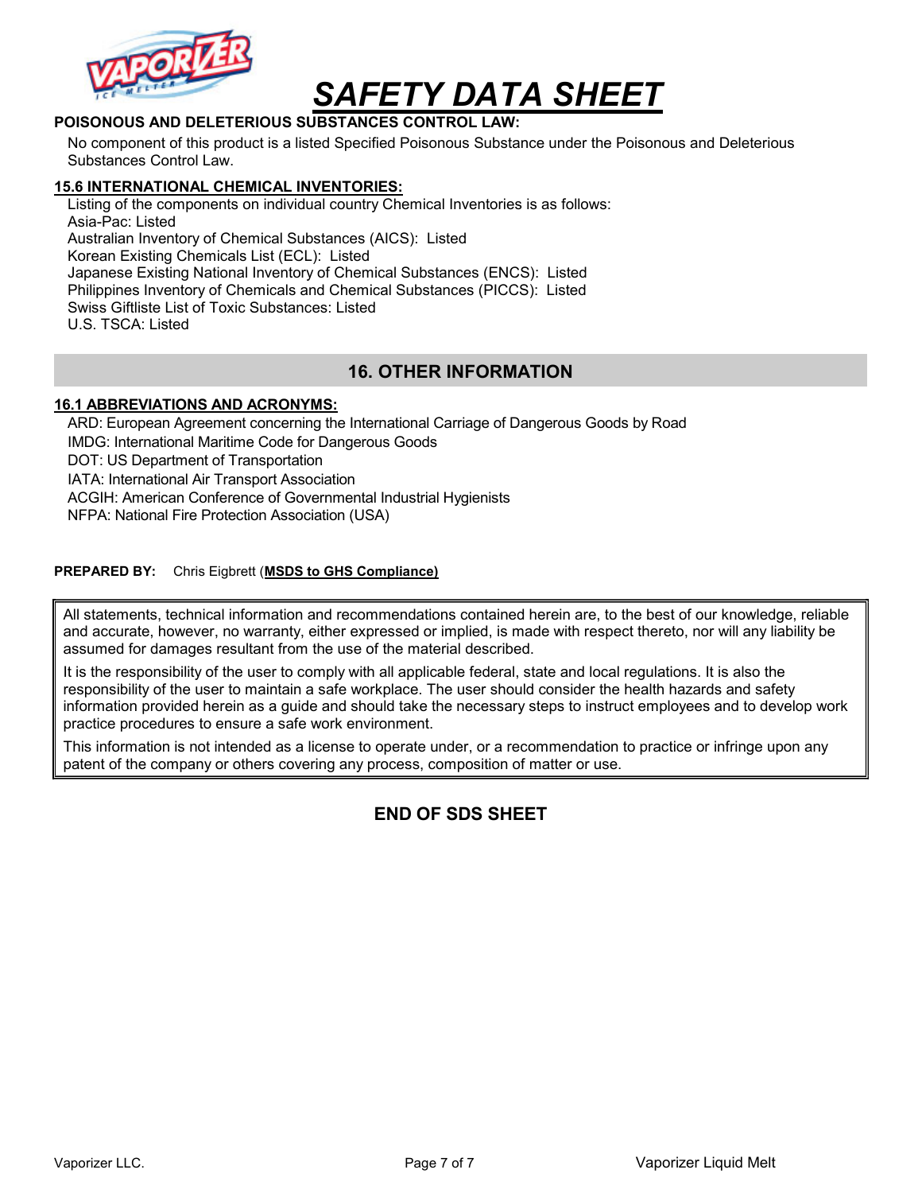# SAFETY DATA SHEET

**POISONOUS AND DELETERIOUS SUBSTANCES CONTROL LAW:**

No component of this product is a listed Specified Poisonous Substance under the Poisonous and Deleterious Substances Control Law.

**15.6 INTERNATIONAL CHEMICAL INVENTORIES:**

Listing of the components on individual country Chemical Inventories is as follows:
Asia-Pac: Listed
Australian Inventory of Chemical Substances (AICS): Listed
Korean Existing Chemicals List (ECL): Listed
Japanese Existing National Inventory of Chemical Substances (ENCS): Listed
Philippines Inventory of Chemicals and Chemical Substances (PICCS): Listed
Swiss Giftliste List of Toxic Substances: Listed
U.S. TSCA: Listed

## 16. OTHER INFORMATION

**16.1 ABBREVIATIONS AND ACRONYMS:**

ARD: European Agreement concerning the International Carriage of Dangerous Goods by Road
IMDG: International Maritime Code for Dangerous Goods
DOT: US Department of Transportation
IATA: International Air Transport Association
ACGIH: American Conference of Governmental Industrial Hygienists
NFPA: National Fire Protection Association (USA)

**PREPARED BY:** Chris Eigbrett (**MSDS to GHS Compliance)**

All statements, technical information and recommendations contained herein are, to the best of our knowledge, reliable and accurate, however, no warranty, either expressed or implied, is made with respect thereto, nor will any liability be assumed for damages resultant from the use of the material described.

It is the responsibility of the user to comply with all applicable federal, state and local regulations. It is also the responsibility of the user to maintain a safe workplace. The user should consider the health hazards and safety information provided herein as a guide and should take the necessary steps to instruct employees and to develop work practice procedures to ensure a safe work environment.

This information is not intended as a license to operate under, or a recommendation to practice or infringe upon any patent of the company or others covering any process, composition of matter or use.

**END OF SDS SHEET**